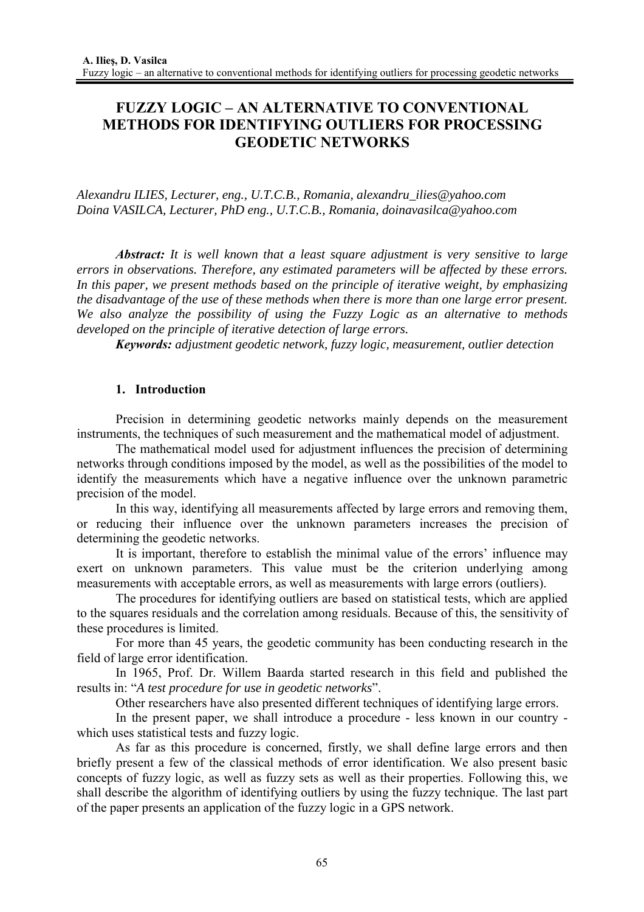# FUZZY LOGIC – AN ALTERNATIVE TO CONVENTIONAL METHODS FOR IDENTIFYING OUTLIERS FOR PROCESSING GEODETIC NETWORKS

*Alexandru ILIES, Lecturer, eng., U.T.C.B., Romania, alexandru_ilies@yahoo.com*
*Doina VASILCA, Lecturer, PhD eng., U.T.C.B., Romania, doinavasilca@yahoo.com*

***Abstract:*** *It is well known that a least square adjustment is very sensitive to large errors in observations. Therefore, any estimated parameters will be affected by these errors. In this paper, we present methods based on the principle of iterative weight, by emphasizing the disadvantage of the use of these methods when there is more than one large error present. We also analyze the possibility of using the Fuzzy Logic as an alternative to methods developed on the principle of iterative detection of large errors.*

***Keywords:*** *adjustment geodetic network, fuzzy logic, measurement, outlier detection*

## 1. Introduction

Precision in determining geodetic networks mainly depends on the measurement instruments, the techniques of such measurement and the mathematical model of adjustment.

The mathematical model used for adjustment influences the precision of determining networks through conditions imposed by the model, as well as the possibilities of the model to identify the measurements which have a negative influence over the unknown parametric precision of the model.

In this way, identifying all measurements affected by large errors and removing them, or reducing their influence over the unknown parameters increases the precision of determining the geodetic networks.

It is important, therefore to establish the minimal value of the errors' influence may exert on unknown parameters. This value must be the criterion underlying among measurements with acceptable errors, as well as measurements with large errors (outliers).

The procedures for identifying outliers are based on statistical tests, which are applied to the squares residuals and the correlation among residuals. Because of this, the sensitivity of these procedures is limited.

For more than 45 years, the geodetic community has been conducting research in the field of large error identification.

In 1965, Prof. Dr. Willem Baarda started research in this field and published the results in: "*A test procedure for use in geodetic networks*".

Other researchers have also presented different techniques of identifying large errors.

In the present paper, we shall introduce a procedure - less known in our country - which uses statistical tests and fuzzy logic.

As far as this procedure is concerned, firstly, we shall define large errors and then briefly present a few of the classical methods of error identification. We also present basic concepts of fuzzy logic, as well as fuzzy sets as well as their properties. Following this, we shall describe the algorithm of identifying outliers by using the fuzzy technique. The last part of the paper presents an application of the fuzzy logic in a GPS network.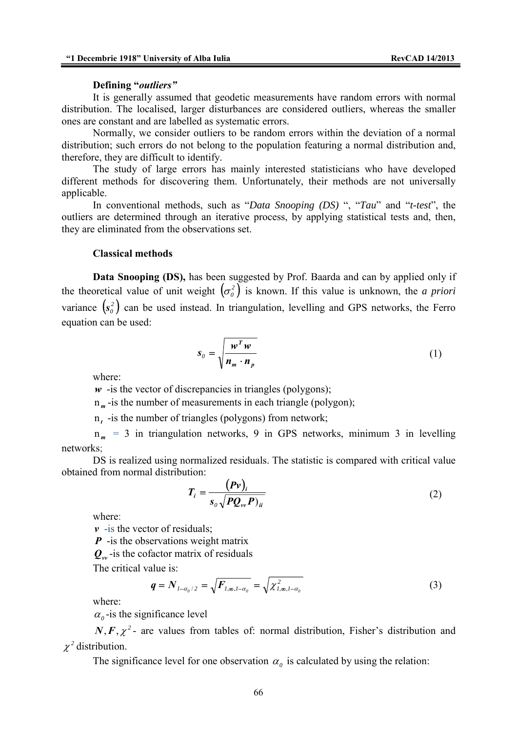### Defining "*outliers*"

It is generally assumed that geodetic measurements have random errors with normal distribution. The localised, larger disturbances are considered outliers, whereas the smaller ones are constant and are labelled as systematic errors.

Normally, we consider outliers to be random errors within the deviation of a normal distribution; such errors do not belong to the population featuring a normal distribution and, therefore, they are difficult to identify.

The study of large errors has mainly interested statisticians who have developed different methods for discovering them. Unfortunately, their methods are not universally applicable.

In conventional methods, such as "*Data Snooping (DS)* ", "*Tau*" and "*t-test*", the outliers are determined through an iterative process, by applying statistical tests and, then, they are eliminated from the observations set.

### Classical methods

**Data Snooping (DS),** has been suggested by Prof. Baarda and can by applied only if the theoretical value of unit weight $\left(\sigma_0^2\right)$ is known. If this value is unknown, the *a priori* variance $\left(s_0^2\right)$ can be used instead. In triangulation, levelling and GPS networks, the Ferro equation can be used:

$$s_0 = \sqrt{\frac{w^T w}{n_m \cdot n_p}} \tag{1}$$

where:

$w$ -is the vector of discrepancies in triangles (polygons);

$n_m$ -is the number of measurements in each triangle (polygon);

$n_t$ -is the number of triangles (polygons) from network;

$n_m$ = 3 in triangulation networks, 9 in GPS networks, minimum 3 in levelling networks;

DS is realized using normalized residuals. The statistic is compared with critical value obtained from normal distribution:

$$T_i = \frac{(Pv)_i}{s_0 \sqrt{PQ_{vv}P)_{ii}}} \tag{2}$$

where:

$v$ -is the vector of residuals;

$P$ -is the observations weight matrix

$Q_{vv}$ -is the cofactor matrix of residuals

The critical value is:

$$q = N_{1-\alpha_0/2} = \sqrt{F_{1,\infty,1-\alpha_0}} = \sqrt{\chi^2_{1,\infty,1-\alpha_0}} \tag{3}$$

where:

$\alpha_0$ -is the significance level

$N, F, \chi^2$ - are values from tables of: normal distribution, Fisher's distribution and $\chi^2$ distribution.

The significance level for one observation $\alpha_0$ is calculated by using the relation: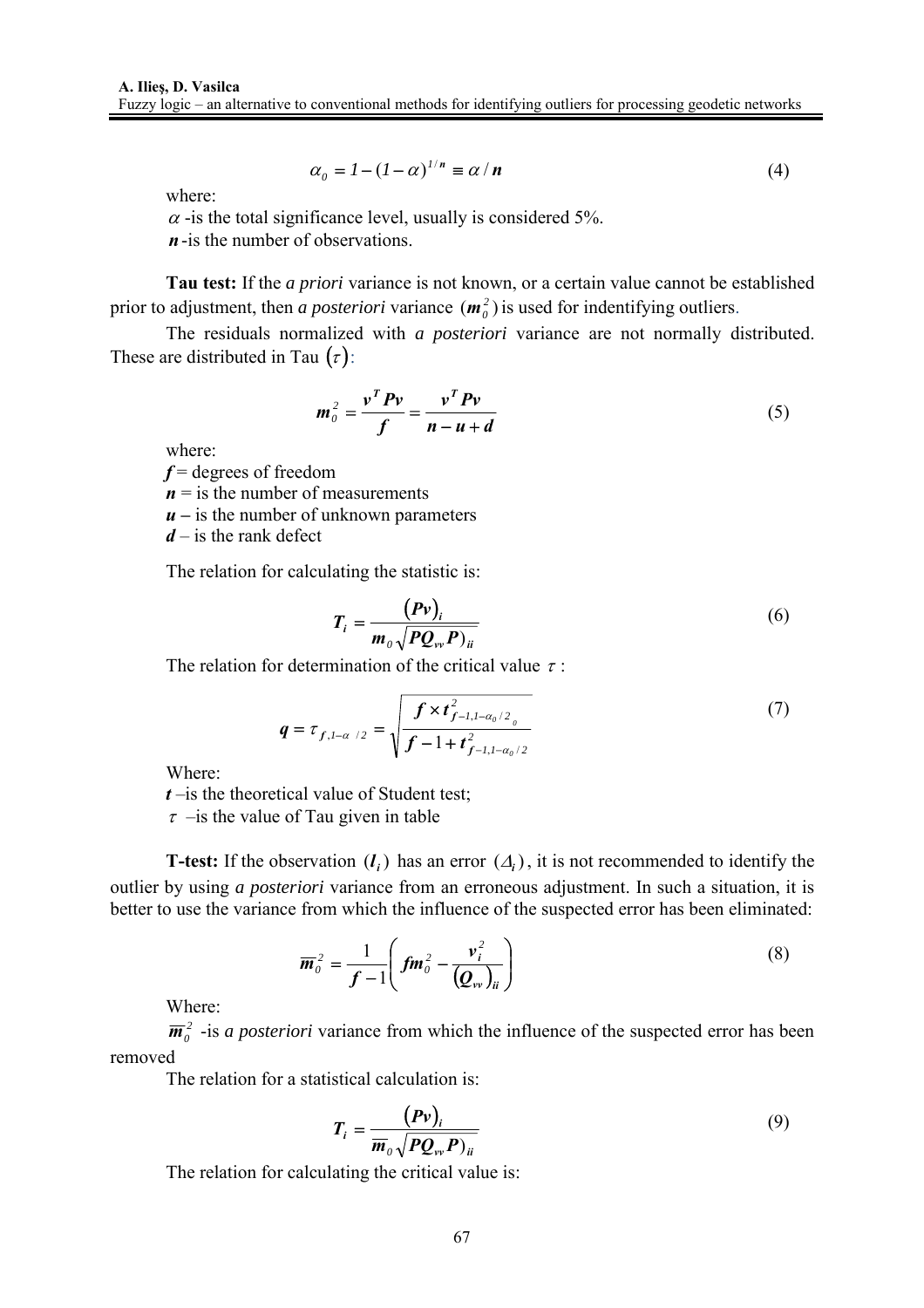$$\alpha_0 = 1 - (1 - \alpha)^{1/n} \equiv \alpha / n \tag{4}$$

where:

$\alpha$ -is the total significance level, usually is considered 5%.

$n$ -is the number of observations.

**Tau test:** If the *a priori* variance is not known, or a certain value cannot be established prior to adjustment, then *a posteriori* variance $(m_0^2)$ is used for indentifying outliers.

The residuals normalized with *a posteriori* variance are not normally distributed. These are distributed in Tau $(\tau)$:

$$m_0^2 = \frac{v^T P v}{f} = \frac{v^T P v}{n - u + d} \tag{5}$$

where:

$f$ = degrees of freedom

$n$ = is the number of measurements

$u$ – is the number of unknown parameters

$d$ – is the rank defect

The relation for calculating the statistic is:

$$T_i = \frac{(Pv)_i}{m_0 \sqrt{PQ_{vv}P)_{ii}}} \tag{6}$$

The relation for determination of the critical value $\tau$ :

$$q = \tau_{f,1-\alpha\ /2} = \sqrt{\frac{f \times t^2_{f-1,1-\alpha_0/2_{\ 0}}}{f - 1 + t^2_{f-1,1-\alpha_0/2}}} \tag{7}$$

Where:

$t$ –is the theoretical value of Student test;

$\tau$ –is the value of Tau given in table

**T-test:** If the observation $(l_i)$ has an error $(\Delta_i)$, it is not recommended to identify the outlier by using *a posteriori* variance from an erroneous adjustment. In such a situation, it is better to use the variance from which the influence of the suspected error has been eliminated:

$$\overline{m}_0^2 = \frac{1}{f-1}\left( f m_0^2 - \frac{v_i^2}{(Q_{vv})_{ii}} \right) \tag{8}$$

Where:

$\overline{m}_0^2$ -is *a posteriori* variance from which the influence of the suspected error has been removed

The relation for a statistical calculation is:

$$T_i = \frac{(Pv)_i}{\overline{m}_0 \sqrt{PQ_{vv}P)_{ii}}} \tag{9}$$

The relation for calculating the critical value is: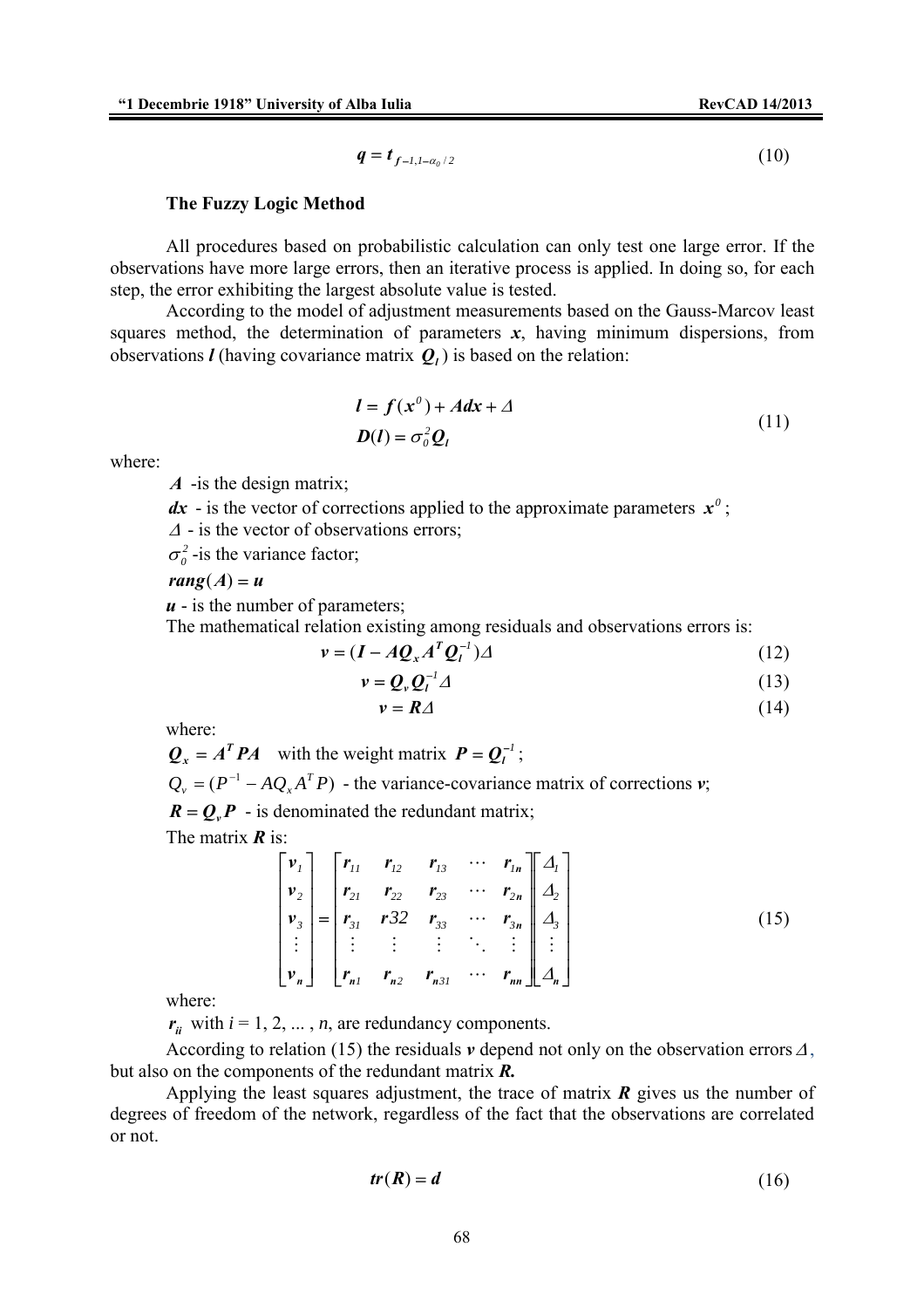$$q = t_{f-1,1-\alpha_0/2} \tag{10}$$

### The Fuzzy Logic Method

All procedures based on probabilistic calculation can only test one large error. If the observations have more large errors, then an iterative process is applied. In doing so, for each step, the error exhibiting the largest absolute value is tested.

According to the model of adjustment measurements based on the Gauss-Marcov least squares method, the determination of parameters $\boldsymbol{x}$, having minimum dispersions, from observations $\boldsymbol{l}$ (having covariance matrix $\boldsymbol{Q_l}$) is based on the relation:

$$\begin{aligned} \boldsymbol{l} &= \boldsymbol{f}(\boldsymbol{x}^0) + \boldsymbol{A}\boldsymbol{dx} + \boldsymbol{\Delta} \\ \boldsymbol{D}(\boldsymbol{l}) &= \sigma_0^2 \boldsymbol{Q_l} \end{aligned} \tag{11}$$

where:

$\boldsymbol{A}$ -is the design matrix;

$\boldsymbol{dx}$ - is the vector of corrections applied to the approximate parameters $\boldsymbol{x}^0$;

$\Delta$ - is the vector of observations errors;

$\sigma_0^2$ -is the variance factor;

$\boldsymbol{rang}(\boldsymbol{A}) = \boldsymbol{u}$

$\boldsymbol{u}$ - is the number of parameters;

The mathematical relation existing among residuals and observations errors is:

$$\boldsymbol{v} = (\boldsymbol{I} - \boldsymbol{A}\boldsymbol{Q_x}\boldsymbol{A}^T\boldsymbol{Q_l}^{-1})\boldsymbol{\Delta} \tag{12}$$

$$\boldsymbol{v} = \boldsymbol{Q_v}\boldsymbol{Q_l}^{-1}\boldsymbol{\Delta} \tag{13}$$

$$\boldsymbol{v} = \boldsymbol{R}\boldsymbol{\Delta} \tag{14}$$

where:

$\boldsymbol{Q_x} = \boldsymbol{A}^T\boldsymbol{P}\boldsymbol{A}$ with the weight matrix $\boldsymbol{P} = \boldsymbol{Q_l}^{-1}$;

$Q_v = (P^{-1} - AQ_xA^TP)$ - the variance-covariance matrix of corrections $\boldsymbol{v}$;

$\boldsymbol{R} = \boldsymbol{Q_v}\boldsymbol{P}$ - is denominated the redundant matrix;

The matrix $\boldsymbol{R}$ is:

$$\begin{bmatrix} v_1 \\ v_2 \\ v_3 \\ \vdots \\ v_n \end{bmatrix} = \begin{bmatrix} r_{11} & r_{12} & r_{13} & \cdots & r_{1n} \\ r_{21} & r_{22} & r_{23} & \cdots & r_{2n} \\ r_{31} & r32 & r_{33} & \cdots & r_{3n} \\ \vdots & \vdots & \vdots & \ddots & \vdots \\ r_{n1} & r_{n2} & r_{n31} & \cdots & r_{nn} \end{bmatrix} \begin{bmatrix} \Delta_1 \\ \Delta_2 \\ \Delta_3 \\ \vdots \\ \Delta_n \end{bmatrix} \tag{15}$$

where:

$r_{ii}$ with $i = 1, 2, \ldots, n$, are redundancy components.

According to relation (15) the residuals $\boldsymbol{v}$ depend not only on the observation errors $\Delta$, but also on the components of the redundant matrix $\boldsymbol{R}$.

Applying the least squares adjustment, the trace of matrix $\boldsymbol{R}$ gives us the number of degrees of freedom of the network, regardless of the fact that the observations are correlated or not.

$$\boldsymbol{tr}(\boldsymbol{R}) = \boldsymbol{d} \tag{16}$$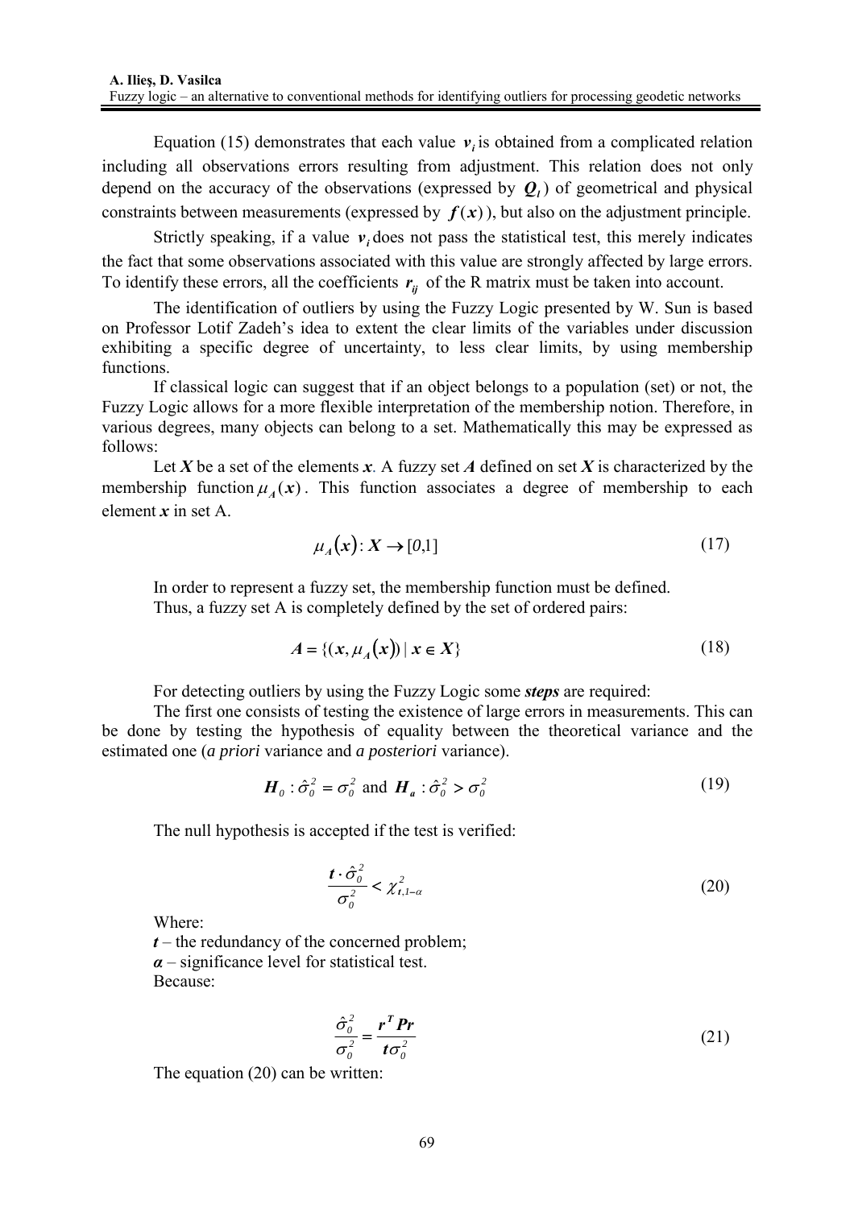Equation (15) demonstrates that each value $v_i$ is obtained from a complicated relation including all observations errors resulting from adjustment. This relation does not only depend on the accuracy of the observations (expressed by $Q_l$) of geometrical and physical constraints between measurements (expressed by $f(x)$), but also on the adjustment principle.

Strictly speaking, if a value $v_i$ does not pass the statistical test, this merely indicates the fact that some observations associated with this value are strongly affected by large errors. To identify these errors, all the coefficients $r_{ij}$ of the R matrix must be taken into account.

The identification of outliers by using the Fuzzy Logic presented by W. Sun is based on Professor Lotif Zadeh's idea to extent the clear limits of the variables under discussion exhibiting a specific degree of uncertainty, to less clear limits, by using membership functions.

If classical logic can suggest that if an object belongs to a population (set) or not, the Fuzzy Logic allows for a more flexible interpretation of the membership notion. Therefore, in various degrees, many objects can belong to a set. Mathematically this may be expressed as follows:

Let $X$ be a set of the elements $x$. A fuzzy set $A$ defined on set $X$ is characterized by the membership function $\mu_A(x)$. This function associates a degree of membership to each element $x$ in set A.

$$\mu_A(x) : X \rightarrow [0,1] \tag{17}$$

In order to represent a fuzzy set, the membership function must be defined.

Thus, a fuzzy set A is completely defined by the set of ordered pairs:

$$A = \{(x, \mu_A(x)) \mid x \in X\} \tag{18}$$

For detecting outliers by using the Fuzzy Logic some ***steps*** are required:

The first one consists of testing the existence of large errors in measurements. This can be done by testing the hypothesis of equality between the theoretical variance and the estimated one (*a priori* variance and *a posteriori* variance).

$$H_0 : \hat{\sigma}_0^2 = \sigma_0^2 \text{ and } H_a : \hat{\sigma}_0^2 > \sigma_0^2 \tag{19}$$

The null hypothesis is accepted if the test is verified:

$$\frac{t \cdot \hat{\sigma}_0^2}{\sigma_0^2} < \chi^2_{t,1-\alpha} \tag{20}$$

Where:

$t$ – the redundancy of the concerned problem;

$\alpha$ – significance level for statistical test.

Because:

$$\frac{\hat{\sigma}_0^2}{\sigma_0^2} = \frac{r^T P r}{t \sigma_0^2} \tag{21}$$

The equation (20) can be written: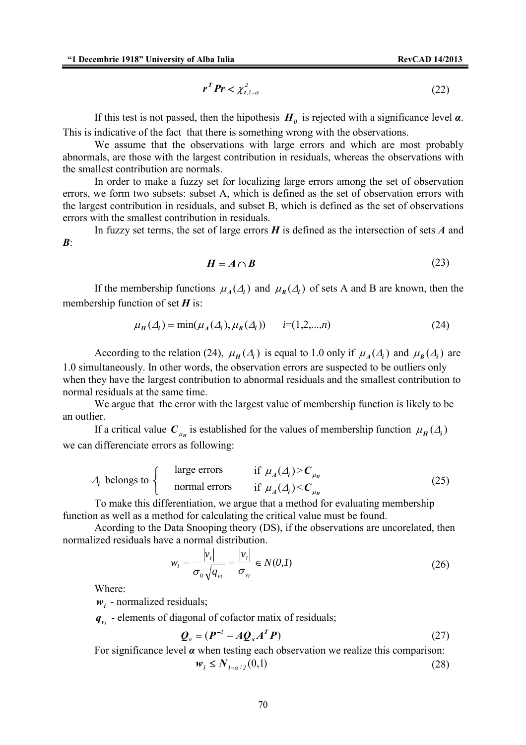$$r^T Pr < \chi^2_{t,1-\alpha} \tag{22}$$

If this test is not passed, then the hipothesis $H_0$ is rejected with a significance level $\alpha$. This is indicative of the fact that there is something wrong with the observations.

We assume that the observations with large errors and which are most probably abnormals, are those with the largest contribution in residuals, whereas the observations with the smallest contribution are normals.

In order to make a fuzzy set for localizing large errors among the set of observation errors, we form two subsets: subset A, which is defined as the set of observation errors with the largest contribution in residuals, and subset B, which is defined as the set of observations errors with the smallest contribution in residuals.

In fuzzy set terms, the set of large errors $H$ is defined as the intersection of sets $A$ and $B$:

$$H = A \cap B \tag{23}$$

If the membership functions $\mu_A(\Delta_i)$ and $\mu_B(\Delta_i)$ of sets A and B are known, then the membership function of set $H$ is:

$$\mu_H(\Delta_i) = \min(\mu_A(\Delta_i), \mu_B(\Delta_i)) \qquad i=(1,2,...,n) \tag{24}$$

According to the relation (24), $\mu_H(\Delta_i)$ is equal to 1.0 only if $\mu_A(\Delta_i)$ and $\mu_B(\Delta_i)$ are 1.0 simultaneously. In other words, the observation errors are suspected to be outliers only when they have the largest contribution to abnormal residuals and the smallest contribution to normal residuals at the same time.

We argue that the error with the largest value of membership function is likely to be an outlier.

If a critical value $C_{\mu_H}$ is established for the values of membership function $\mu_H(\Delta_i)$ we can differenciate errors as following:

$$\Delta_i \text{ belongs to } \begin{cases} \text{large errors} & \text{if } \mu_A(\Delta_i) > C_{\mu_H} \\ \text{normal errors} & \text{if } \mu_A(\Delta_i) < C_{\mu_H} \end{cases} \tag{25}$$

To make this differentiation, we argue that a method for evaluating membership function as well as a method for calculating the critical value must be found.

Acording to the Data Snooping theory (DS), if the observations are uncorelated, then normalized residuals have a normal distribution.

$$w_i = \frac{|v_i|}{\sigma_0 \sqrt{q_{v_i}}} = \frac{|v_i|}{\sigma_{v_i}} \in N(0,1) \tag{26}$$

Where:

$w_i$ - normalized residuals;

$q_{v_i}$ - elements of diagonal of cofactor matix of residuals;

$$Q_v = (P^{-1} - AQ_x A^T P) \tag{27}$$

For significance level $\alpha$ when testing each observation we realize this comparison:

$$w_i \leq N_{1-\alpha/2}(0,1) \tag{28}$$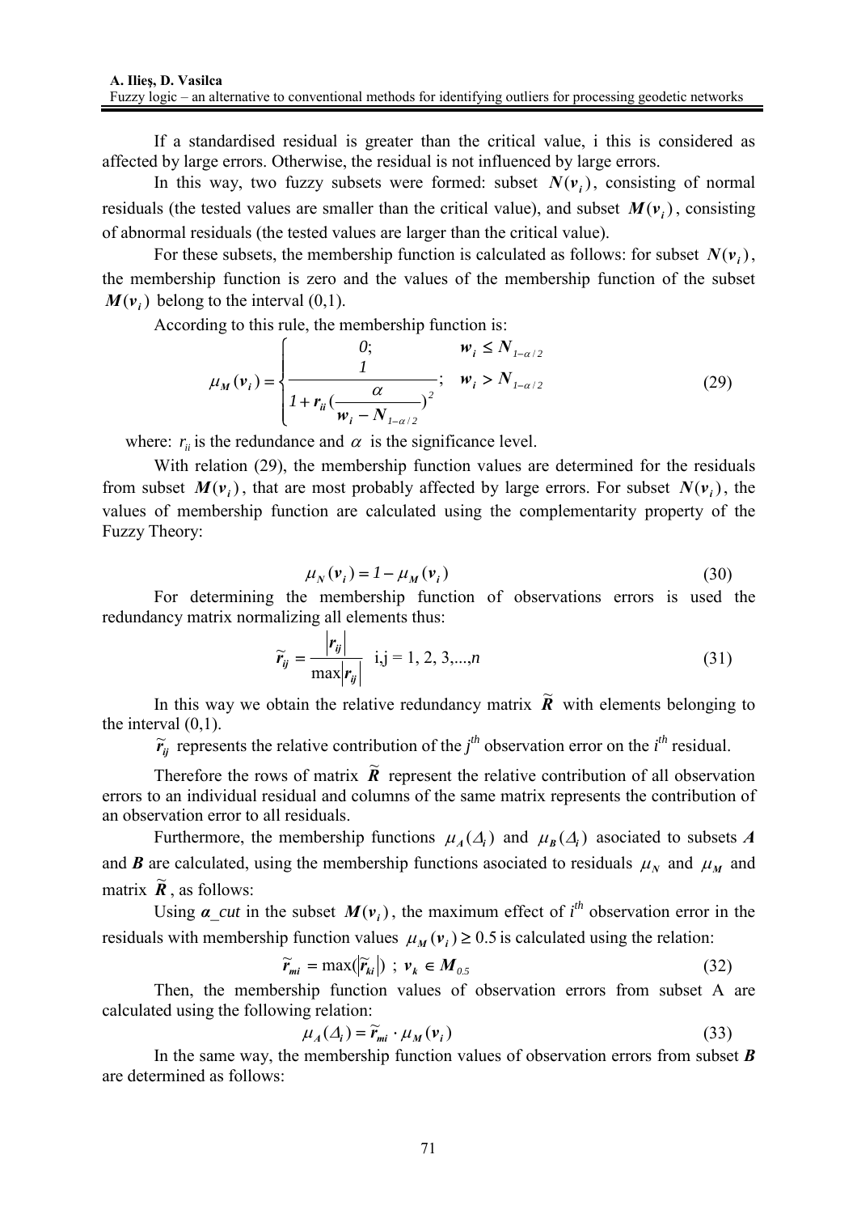If a standardised residual is greater than the critical value, i this is considered as affected by large errors. Otherwise, the residual is not influenced by large errors.

In this way, two fuzzy subsets were formed: subset $N(v_i)$, consisting of normal residuals (the tested values are smaller than the critical value), and subset $M(v_i)$, consisting of abnormal residuals (the tested values are larger than the critical value).

For these subsets, the membership function is calculated as follows: for subset $N(v_i)$, the membership function is zero and the values of the membership function of the subset $M(v_i)$ belong to the interval (0,1).

According to this rule, the membership function is:

$$\mu_M(v_i) = \begin{cases} 0; & w_i \leq N_{1-\alpha/2} \\ \dfrac{1}{1 + r_{ii}\left(\dfrac{\alpha}{w_i - N_{1-\alpha/2}}\right)^2}; & w_i > N_{1-\alpha/2} \end{cases} \tag{29}$$

where: $r_{ii}$ is the redundance and $\alpha$ is the significance level.

With relation (29), the membership function values are determined for the residuals from subset $M(v_i)$, that are most probably affected by large errors. For subset $N(v_i)$, the values of membership function are calculated using the complementarity property of the Fuzzy Theory:

$$\mu_N(v_i) = 1 - \mu_M(v_i) \tag{30}$$

For determining the membership function of observations errors is used the redundancy matrix normalizing all elements thus:

$$\tilde{r}_{ij} = \frac{|r_{ij}|}{\max|r_{ij}|} \quad \text{i,j} = 1, 2, 3, ..., n \tag{31}$$

In this way we obtain the relative redundancy matrix $\tilde{R}$ with elements belonging to the interval (0,1).

$\tilde{r}_{ij}$ represents the relative contribution of the $j^{th}$ observation error on the $i^{th}$ residual.

Therefore the rows of matrix $\tilde{R}$ represent the relative contribution of all observation errors to an individual residual and columns of the same matrix represents the contribution of an observation error to all residuals.

Furthermore, the membership functions $\mu_A(\Delta_i)$ and $\mu_B(\Delta_i)$ asociated to subsets $A$ and $B$ are calculated, using the membership functions asociated to residuals $\mu_N$ and $\mu_M$ and matrix $\tilde{R}$, as follows:

Using ***α_cut*** in the subset $M(v_i)$, the maximum effect of $i^{th}$ observation error in the residuals with membership function values $\mu_M(v_i) \geq 0.5$ is calculated using the relation:

$$\tilde{r}_{mi} = \max(|\tilde{r}_{ki}|) \;;\; v_k \in M_{0.5} \tag{32}$$

Then, the membership function values of observation errors from subset A are calculated using the following relation:

$$\mu_A(\Delta_i) = \tilde{r}_{mi} \cdot \mu_M(v_i) \tag{33}$$

In the same way, the membership function values of observation errors from subset $B$ are determined as follows: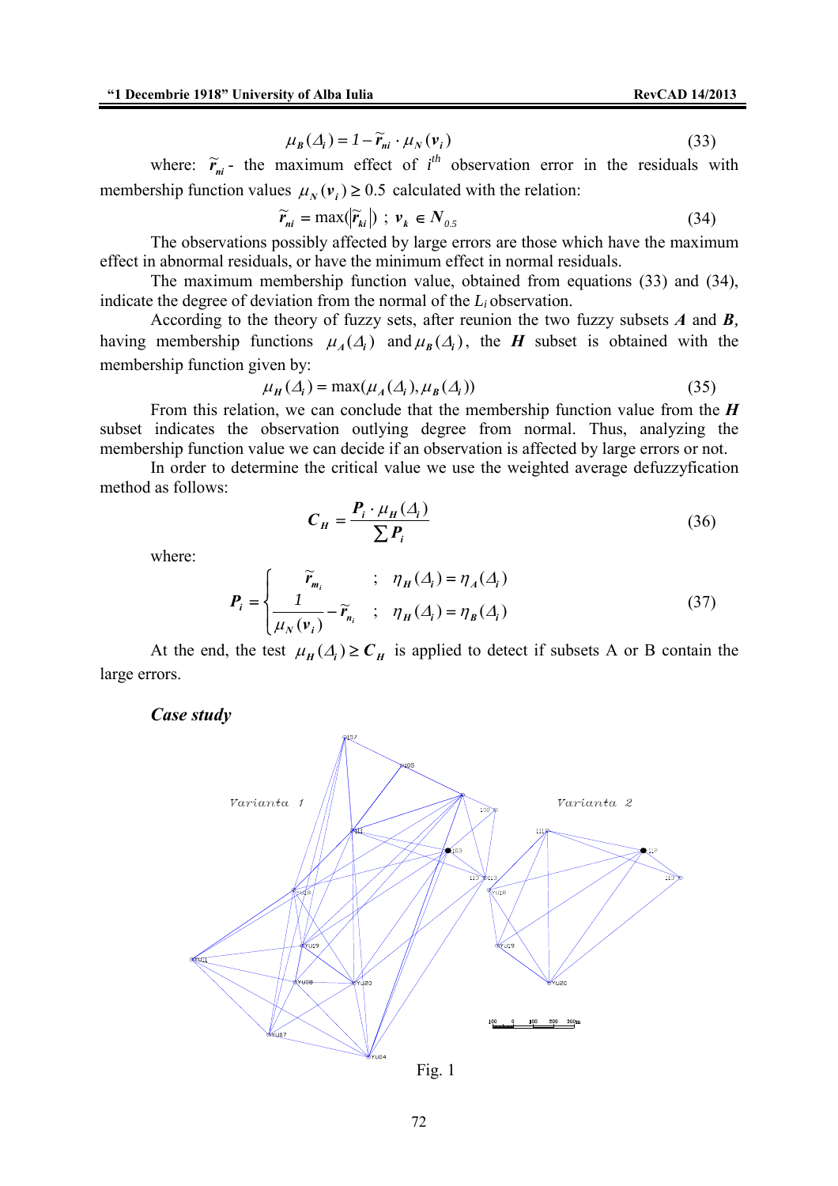$$\mu_B(\Delta_i) = 1 - \widetilde{r}_{ni} \cdot \mu_N(v_i) \tag{33}$$

where: $\widetilde{r}_{ni}$ - the maximum effect of $i^{th}$ observation error in the residuals with membership function values $\mu_N(v_i) \geq 0.5$ calculated with the relation:

$$\widetilde{r}_{ni} = \max(|\widetilde{r}_{ki}|) \ ; \ v_k \in N_{0.5} \tag{34}$$

The observations possibly affected by large errors are those which have the maximum effect in abnormal residuals, or have the minimum effect in normal residuals.

The maximum membership function value, obtained from equations (33) and (34), indicate the degree of deviation from the normal of the $L_i$ observation.

According to the theory of fuzzy sets, after reunion the two fuzzy subsets ***A*** and ***B***, having membership functions $\mu_A(\Delta_i)$ and $\mu_B(\Delta_i)$, the ***H*** subset is obtained with the membership function given by:

$$\mu_H(\Delta_i) = \max(\mu_A(\Delta_i), \mu_B(\Delta_i)) \tag{35}$$

From this relation, we can conclude that the membership function value from the ***H*** subset indicates the observation outlying degree from normal. Thus, analyzing the membership function value we can decide if an observation is affected by large errors or not.

In order to determine the critical value we use the weighted average defuzzyfication method as follows:

$$C_H = \frac{P_i \cdot \mu_H(\Delta_i)}{\sum P_i} \tag{36}$$

where:

$$P_i = \begin{cases} \widetilde{r}_{m_i} & ; \ \eta_H(\Delta_i) = \eta_A(\Delta_i) \\ \dfrac{1}{\mu_N(v_i)} - \widetilde{r}_{n_i} & ; \ \eta_H(\Delta_i) = \eta_B(\Delta_i) \end{cases} \tag{37}$$

At the end, the test $\mu_H(\Delta_i) \geq C_H$ is applied to detect if subsets A or B contain the large errors.

### *Case study*

Fig. 1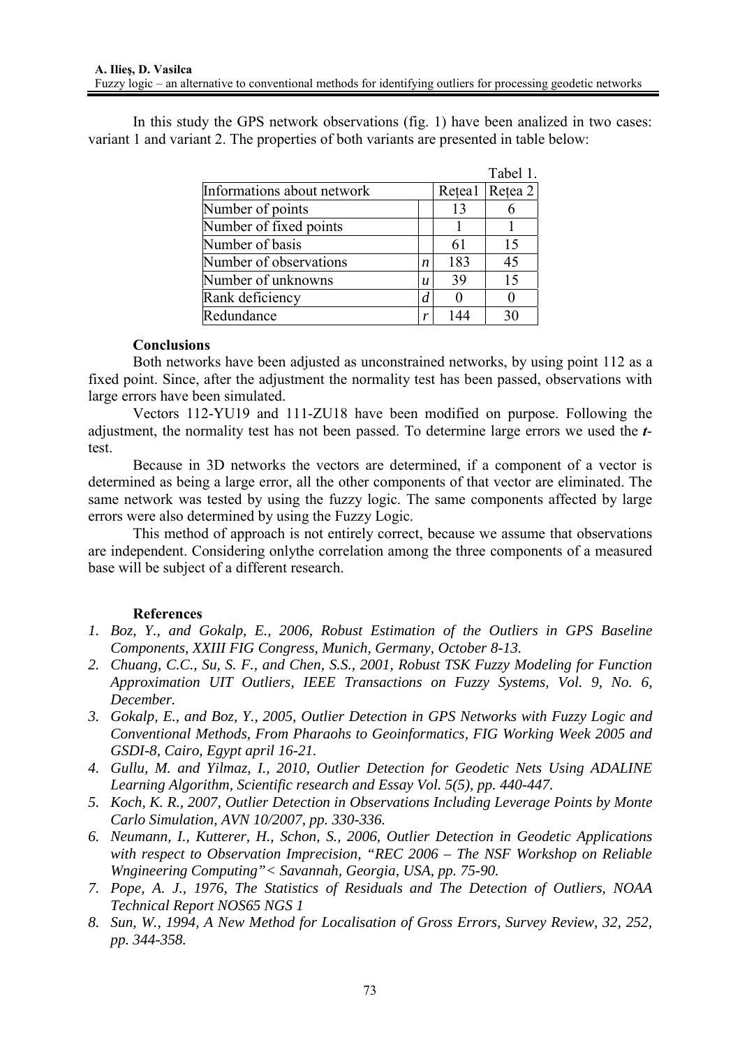In this study the GPS network observations (fig. 1) have been analized in two cases: variant 1 and variant 2. The properties of both variants are presented in table below:

Tabel 1.

| Informations about network | | Rețea1 | Rețea 2 |
|---|---|---|---|
| Number of points | | 13 | 6 |
| Number of fixed points | | 1 | 1 |
| Number of basis | | 61 | 15 |
| Number of observations | $n$ | 183 | 45 |
| Number of unknowns | $u$ | 39 | 15 |
| Rank deficiency | $d$ | 0 | 0 |
| Redundance | $r$ | 144 | 30 |

### Conclusions

Both networks have been adjusted as unconstrained networks, by using point 112 as a fixed point. Since, after the adjustment the normality test has been passed, observations with large errors have been simulated.

Vectors 112-YU19 and 111-ZU18 have been modified on purpose. Following the adjustment, the normality test has not been passed. To determine large errors we used the ***t***-test.

Because in 3D networks the vectors are determined, if a component of a vector is determined as being a large error, all the other components of that vector are eliminated. The same network was tested by using the fuzzy logic. The same components affected by large errors were also determined by using the Fuzzy Logic.

This method of approach is not entirely correct, because we assume that observations are independent. Considering onlythe correlation among the three components of a measured base will be subject of a different research.

### References

1. *Boz, Y., and Gokalp, E., 2006, Robust Estimation of the Outliers in GPS Baseline Components, XXIII FIG Congress, Munich, Germany, October 8-13.*
2. *Chuang, C.C., Su, S. F., and Chen, S.S., 2001, Robust TSK Fuzzy Modeling for Function Approximation UIT Outliers, IEEE Transactions on Fuzzy Systems, Vol. 9, No. 6, December.*
3. *Gokalp, E., and Boz, Y., 2005, Outlier Detection in GPS Networks with Fuzzy Logic and Conventional Methods, From Pharaohs to Geoinformatics, FIG Working Week 2005 and GSDI-8, Cairo, Egypt april 16-21.*
4. *Gullu, M. and Yilmaz, I., 2010, Outlier Detection for Geodetic Nets Using ADALINE Learning Algorithm, Scientific research and Essay Vol. 5(5), pp. 440-447.*
5. *Koch, K. R., 2007, Outlier Detection in Observations Including Leverage Points by Monte Carlo Simulation, AVN 10/2007, pp. 330-336.*
6. *Neumann, I., Kutterer, H., Schon, S., 2006, Outlier Detection in Geodetic Applications with respect to Observation Imprecision, "REC 2006 – The NSF Workshop on Reliable Wngineering Computing"< Savannah, Georgia, USA, pp. 75-90.*
7. *Pope, A. J., 1976, The Statistics of Residuals and The Detection of Outliers, NOAA Technical Report NOS65 NGS 1*
8. *Sun, W., 1994, A New Method for Localisation of Gross Errors, Survey Review, 32, 252, pp. 344-358.*